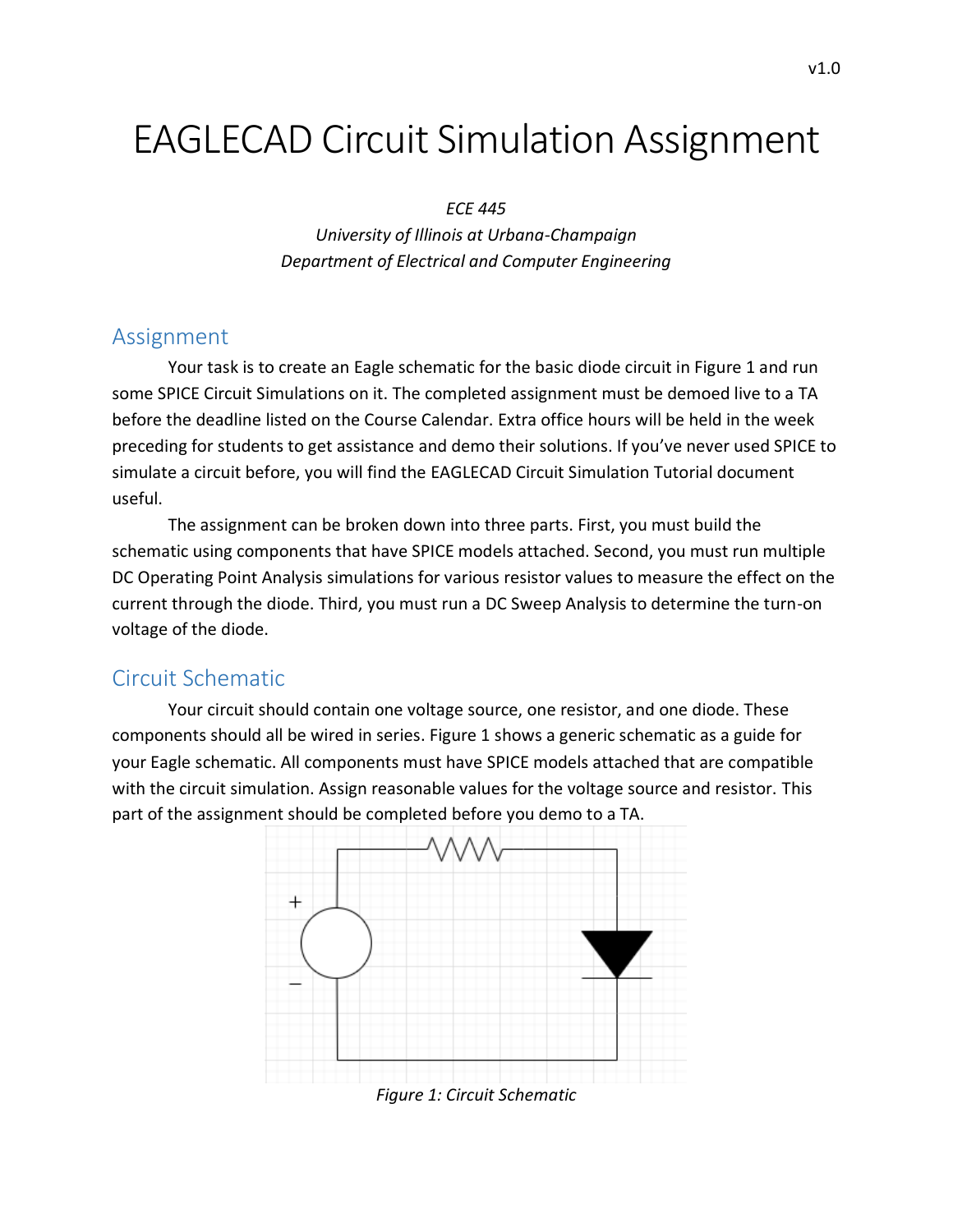# EAGLECAD Circuit Simulation Assignment

*ECE 445*
*University of Illinois at Urbana-Champaign*
*Department of Electrical and Computer Engineering*

## Assignment

Your task is to create an Eagle schematic for the basic diode circuit in Figure 1 and run some SPICE Circuit Simulations on it. The completed assignment must be demoed live to a TA before the deadline listed on the Course Calendar. Extra office hours will be held in the week preceding for students to get assistance and demo their solutions. If you've never used SPICE to simulate a circuit before, you will find the EAGLECAD Circuit Simulation Tutorial document useful.

The assignment can be broken down into three parts. First, you must build the schematic using components that have SPICE models attached. Second, you must run multiple DC Operating Point Analysis simulations for various resistor values to measure the effect on the current through the diode. Third, you must run a DC Sweep Analysis to determine the turn-on voltage of the diode.

## Circuit Schematic

Your circuit should contain one voltage source, one resistor, and one diode. These components should all be wired in series. Figure 1 shows a generic schematic as a guide for your Eagle schematic. All components must have SPICE models attached that are compatible with the circuit simulation. Assign reasonable values for the voltage source and resistor. This part of the assignment should be completed before you demo to a TA.

*Figure 1: Circuit Schematic*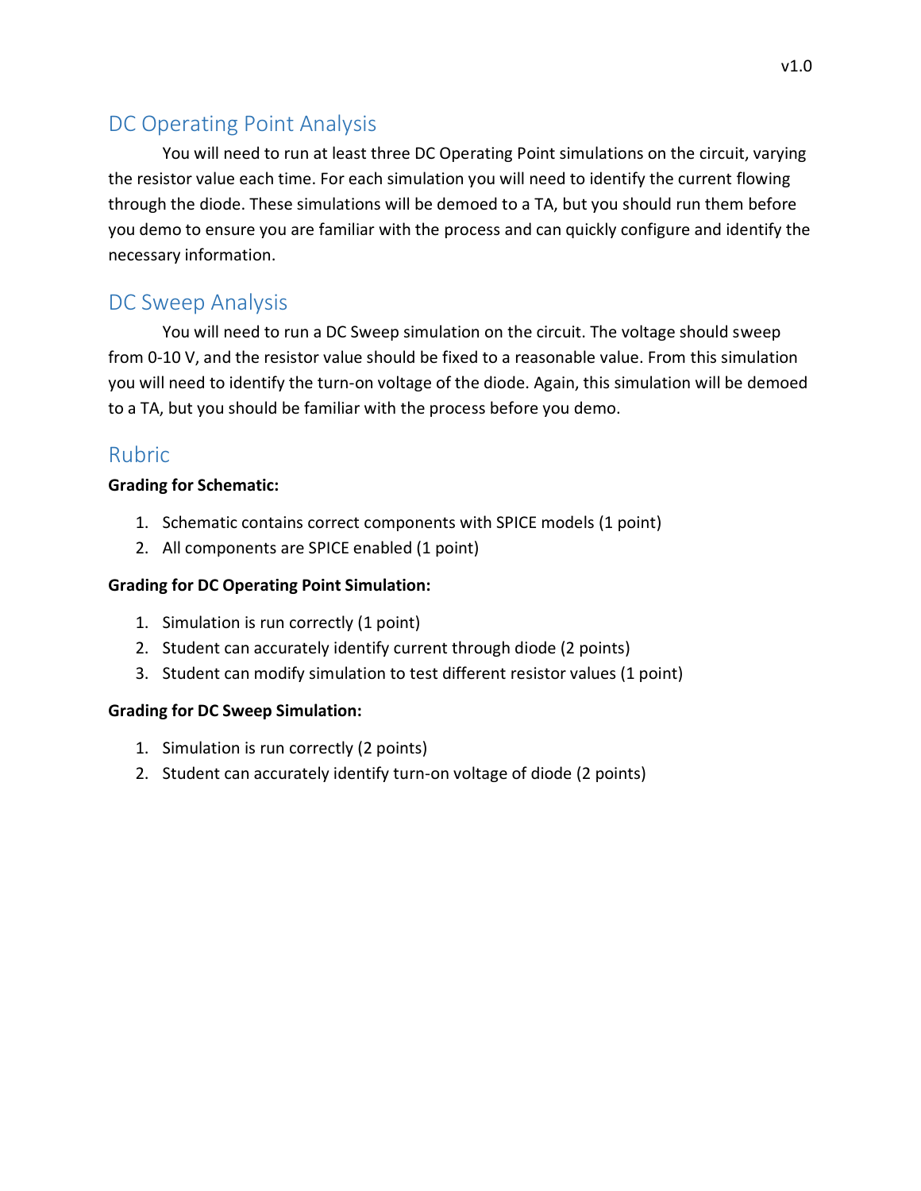## DC Operating Point Analysis

You will need to run at least three DC Operating Point simulations on the circuit, varying the resistor value each time. For each simulation you will need to identify the current flowing through the diode. These simulations will be demoed to a TA, but you should run them before you demo to ensure you are familiar with the process and can quickly configure and identify the necessary information.

## DC Sweep Analysis

You will need to run a DC Sweep simulation on the circuit. The voltage should sweep from 0-10 V, and the resistor value should be fixed to a reasonable value. From this simulation you will need to identify the turn-on voltage of the diode. Again, this simulation will be demoed to a TA, but you should be familiar with the process before you demo.

## Rubric

**Grading for Schematic:**

1. Schematic contains correct components with SPICE models (1 point)
2. All components are SPICE enabled (1 point)

**Grading for DC Operating Point Simulation:**

1. Simulation is run correctly (1 point)
2. Student can accurately identify current through diode (2 points)
3. Student can modify simulation to test different resistor values (1 point)

**Grading for DC Sweep Simulation:**

1. Simulation is run correctly (2 points)
2. Student can accurately identify turn-on voltage of diode (2 points)